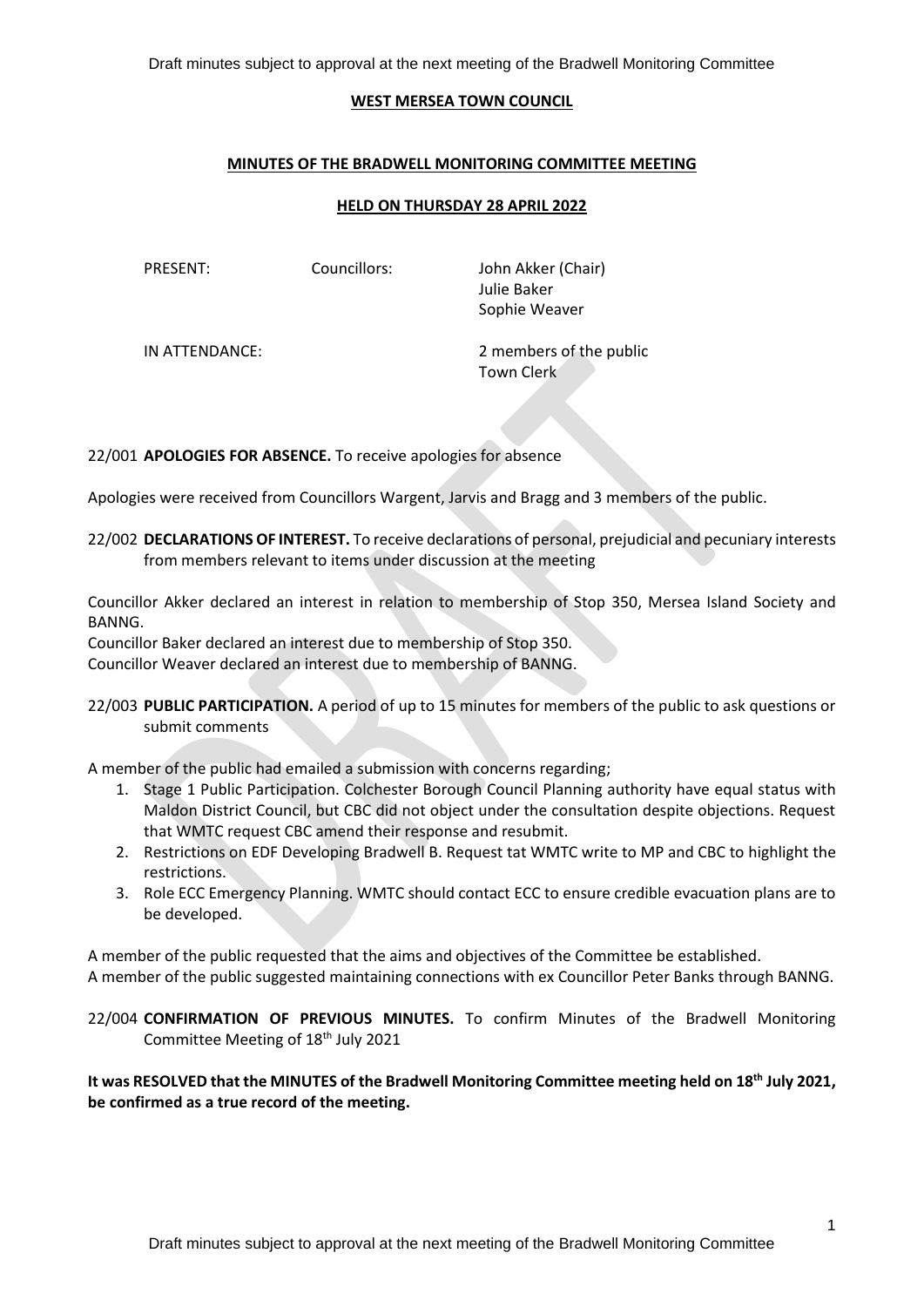**WEST MERSEA TOWN COUNCIL**

**MINUTES OF THE BRADWELL MONITORING COMMITTEE MEETING**

**HELD ON THURSDAY 28 APRIL 2022**

| | | |
|---|---|---|
| PRESENT: | Councillors: | John Akker (Chair) |
| | | Julie Baker |
| | | Sophie Weaver |
| IN ATTENDANCE: | | 2 members of the public |
| | | Town Clerk |

22/001 **APOLOGIES FOR ABSENCE.** To receive apologies for absence

Apologies were received from Councillors Wargent, Jarvis and Bragg and 3 members of the public.

22/002 **DECLARATIONS OF INTEREST.** To receive declarations of personal, prejudicial and pecuniary interests from members relevant to items under discussion at the meeting

Councillor Akker declared an interest in relation to membership of Stop 350, Mersea Island Society and BANNG.
Councillor Baker declared an interest due to membership of Stop 350.
Councillor Weaver declared an interest due to membership of BANNG.

22/003 **PUBLIC PARTICIPATION.** A period of up to 15 minutes for members of the public to ask questions or submit comments

A member of the public had emailed a submission with concerns regarding;

1. Stage 1 Public Participation. Colchester Borough Council Planning authority have equal status with Maldon District Council, but CBC did not object under the consultation despite objections. Request that WMTC request CBC amend their response and resubmit.
2. Restrictions on EDF Developing Bradwell B. Request tat WMTC write to MP and CBC to highlight the restrictions.
3. Role ECC Emergency Planning. WMTC should contact ECC to ensure credible evacuation plans are to be developed.

A member of the public requested that the aims and objectives of the Committee be established.
A member of the public suggested maintaining connections with ex Councillor Peter Banks through BANNG.

22/004 **CONFIRMATION OF PREVIOUS MINUTES.** To confirm Minutes of the Bradwell Monitoring Committee Meeting of 18th July 2021

**It was RESOLVED that the MINUTES of the Bradwell Monitoring Committee meeting held on 18th July 2021, be confirmed as a true record of the meeting.**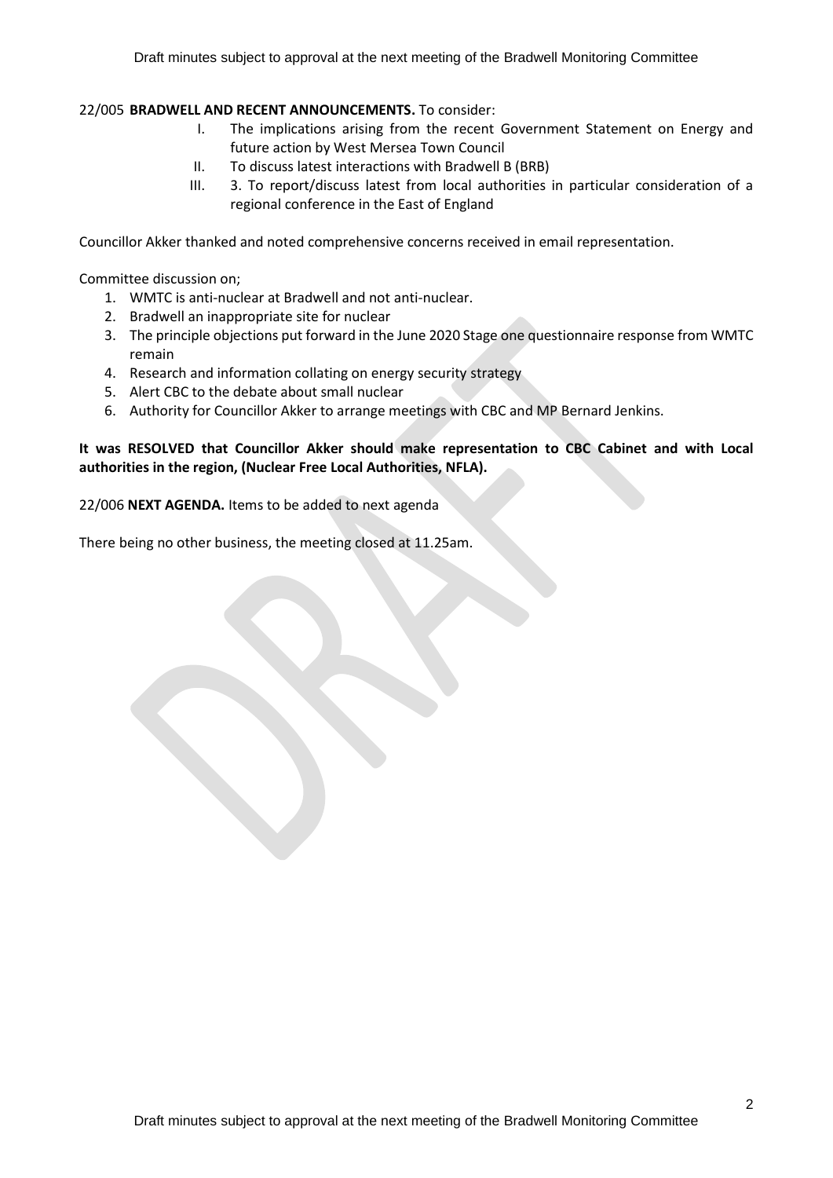22/005 **BRADWELL AND RECENT ANNOUNCEMENTS.** To consider:

I. The implications arising from the recent Government Statement on Energy and future action by West Mersea Town Council
II. To discuss latest interactions with Bradwell B (BRB)
III. 3. To report/discuss latest from local authorities in particular consideration of a regional conference in the East of England

Councillor Akker thanked and noted comprehensive concerns received in email representation.

Committee discussion on;

1. WMTC is anti-nuclear at Bradwell and not anti-nuclear.
2. Bradwell an inappropriate site for nuclear
3. The principle objections put forward in the June 2020 Stage one questionnaire response from WMTC remain
4. Research and information collating on energy security strategy
5. Alert CBC to the debate about small nuclear
6. Authority for Councillor Akker to arrange meetings with CBC and MP Bernard Jenkins.

**It was RESOLVED that Councillor Akker should make representation to CBC Cabinet and with Local authorities in the region, (Nuclear Free Local Authorities, NFLA).**

22/006 **NEXT AGENDA.** Items to be added to next agenda

There being no other business, the meeting closed at 11.25am.